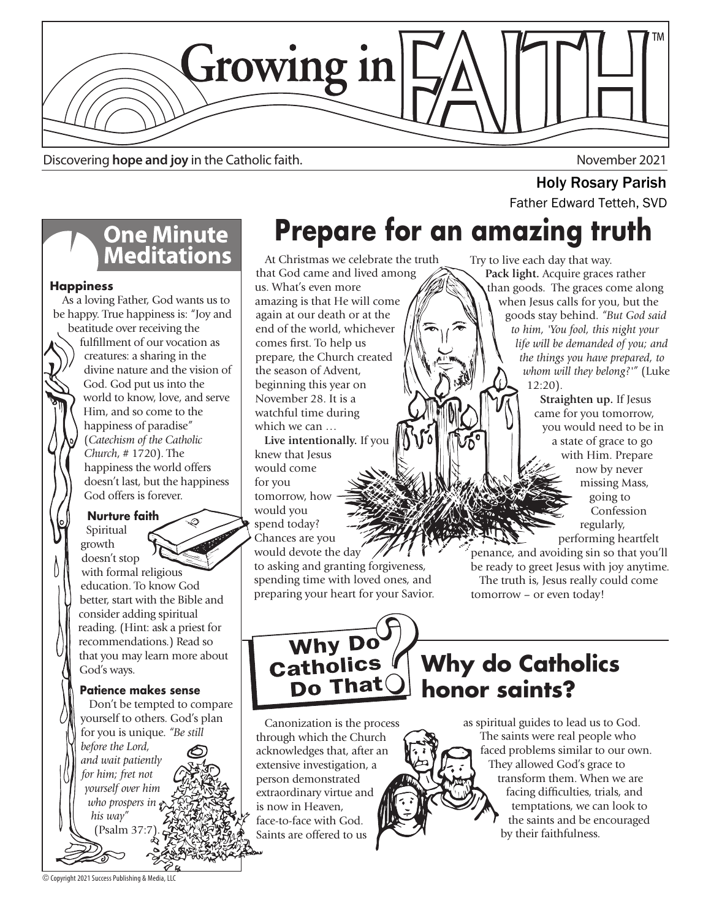# Growing in FAITH™

Discovering **hope and joy** in the Catholic faith.

November 2021

**Holy Rosary Parish**

Father Edward Tetteh, SVD

## One Minute Meditations

### Happiness

As a loving Father, God wants us to be happy. True happiness is: "Joy and beatitude over receiving the fulfillment of our vocation as creatures: a sharing in the divine nature and the vision of God. God put us into the world to know, love, and serve Him, and so come to the happiness of paradise" (*Catechism of the Catholic Church*, # 1720). The happiness the world offers doesn't last, but the happiness God offers is forever.

### Nurture faith

Spiritual growth doesn't stop with formal religious education. To know God better, start with the Bible and consider adding spiritual reading. (Hint: ask a priest for recommendations.) Read so that you may learn more about God's ways.

### Patience makes sense

Don't be tempted to compare yourself to others. God's plan for you is unique. *"Be still before the Lord, and wait patiently for him; fret not yourself over him who prospers in his way"* (Psalm 37:7).

# Prepare for an amazing truth

At Christmas we celebrate the truth that God came and lived among us. What's even more amazing is that He will come again at our death or at the end of the world, whichever comes first. To help us prepare, the Church created the season of Advent, beginning this year on November 28. It is a watchful time during which we can …

**Live intentionally.** If you knew that Jesus would come for you tomorrow, how would you spend today? Chances are you would devote the day to asking and granting forgiveness, spending time with loved ones, and preparing your heart for your Savior. Try to live each day that way.

**Pack light.** Acquire graces rather than goods. The graces come along when Jesus calls for you, but the goods stay behind. *"But God said to him, 'You fool, this night your life will be demanded of you; and the things you have prepared, to whom will they belong?'"* (Luke 12:20).

**Straighten up.** If Jesus came for you tomorrow, you would need to be in a state of grace to go with Him. Prepare now by never missing Mass, going to Confession regularly, performing heartfelt penance, and avoiding sin so that you'll be ready to greet Jesus with joy anytime.

The truth is, Jesus really could come tomorrow – or even today!

## Why Do Catholics Do That?

# Why do Catholics honor saints?

Canonization is the process through which the Church acknowledges that, after an extensive investigation, a person demonstrated extraordinary virtue and is now in Heaven, face-to-face with God. Saints are offered to us as spiritual guides to lead us to God.

The saints were real people who faced problems similar to our own. They allowed God's grace to transform them. When we are facing difficulties, trials, and temptations, we can look to the saints and be encouraged by their faithfulness.

© Copyright 2021 Success Publishing & Media, LLC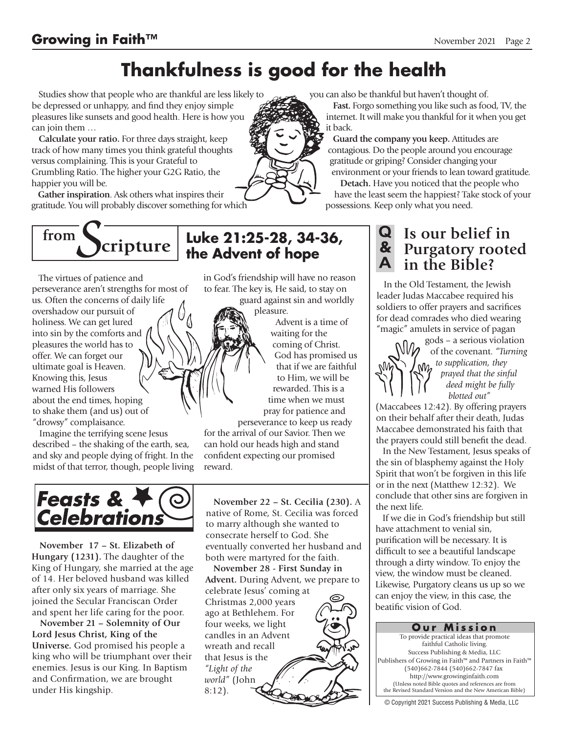# Thankfulness is good for the health

Studies show that people who are thankful are less likely to be depressed or unhappy, and find they enjoy simple pleasures like sunsets and good health. Here is how you can join them …

**Calculate your ratio.** For three days straight, keep track of how many times you think grateful thoughts versus complaining. This is your Grateful to Grumbling Ratio. The higher your G2G Ratio, the happier you will be.

**Gather inspiration**. Ask others what inspires their gratitude. You will probably discover something for which you can also be thankful but haven't thought of.

**Fast.** Forgo something you like such as food, TV, the internet. It will make you thankful for it when you get it back.

**Guard the company you keep.** Attitudes are contagious. Do the people around you encourage gratitude or griping? Consider changing your environment or your friends to lean toward gratitude.

**Detach.** Have you noticed that the people who have the least seem the happiest? Take stock of your possessions. Keep only what you need.

## from Scripture — Luke 21:25-28, 34-36, the Advent of hope

The virtues of patience and perseverance aren't strengths for most of us. Often the concerns of daily life overshadow our pursuit of holiness. We can get lured into sin by the comforts and pleasures the world has to offer. We can forget our ultimate goal is Heaven. Knowing this, Jesus warned His followers about the end times, hoping to shake them (and us) out of "drowsy" complaisance.

Imagine the terrifying scene Jesus described – the shaking of the earth, sea, and sky and people dying of fright. In the midst of that terror, though, people living in God's friendship will have no reason to fear. The key is, He said, to stay on guard against sin and worldly pleasure.

Advent is a time of waiting for the coming of Christ. God has promised us that if we are faithful to Him, we will be rewarded. This is a time when we must pray for patience and perseverance to keep us ready for the arrival of our Savior. Then we can hold our heads high and stand confident expecting our promised reward.

## Feasts & Celebrations

**November 17 – St. Elizabeth of Hungary (1231).** The daughter of the King of Hungary, she married at the age of 14. Her beloved husband was killed after only six years of marriage. She joined the Secular Franciscan Order and spent her life caring for the poor.

**November 21 – Solemnity of Our Lord Jesus Christ, King of the Universe.** God promised his people a king who will be triumphant over their enemies. Jesus is our King. In Baptism and Confirmation, we are brought under His kingship.

**November 22 – St. Cecilia (230).** A native of Rome, St. Cecilia was forced to marry although she wanted to consecrate herself to God. She eventually converted her husband and both were martyred for the faith.

**November 28 - First Sunday in Advent.** During Advent, we prepare to celebrate Jesus' coming at Christmas 2,000 years ago at Bethlehem. For four weeks, we light candles in an Advent wreath and recall that Jesus is the *"Light of the world"* (John 8:12).

## Q & A — Is our belief in Purgatory rooted in the Bible?

In the Old Testament, the Jewish leader Judas Maccabee required his soldiers to offer prayers and sacrifices for dead comrades who died wearing "magic" amulets in service of pagan gods – a serious violation of the covenant. *"Turning to supplication, they prayed that the sinful deed might be fully blotted out"* (Maccabees 12:42). By offering prayers on their behalf after their death, Judas Maccabee demonstrated his faith that the prayers could still benefit the dead.

In the New Testament, Jesus speaks of the sin of blasphemy against the Holy Spirit that won't be forgiven in this life or in the next (Matthew 12:32). We conclude that other sins are forgiven in the next life.

If we die in God's friendship but still have attachment to venial sin, purification will be necessary. It is difficult to see a beautiful landscape through a dirty window. To enjoy the view, the window must be cleaned. Likewise, Purgatory cleans us up so we can enjoy the view, in this case, the beatific vision of God.

**Our Mission**

To provide practical ideas that promote faithful Catholic living.
Success Publishing & Media, LLC
Publishers of Growing in Faith™ and Partners in Faith™
(540)662-7844 (540)662-7847 fax
http://www.growinginfaith.com
(Unless noted Bible quotes and references are from the Revised Standard Version and the New American Bible)

© Copyright 2021 Success Publishing & Media, LLC